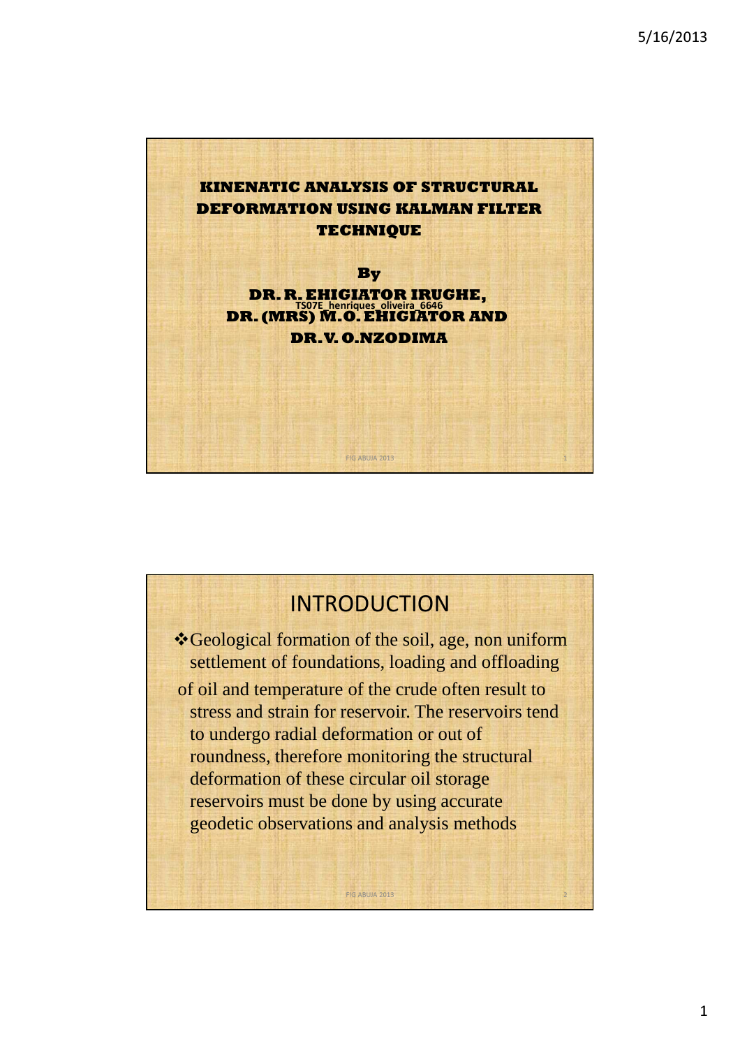# KINENATIC ANALYSIS OF STRUCTURAL DEFORMATION USING KALMAN FILTER TECHNIQUE

**By**

**DR. R. EHIGIATOR IRUGHE,**

**DR. (MRS) M.O. EHIGIATOR AND**

**DR. V. O. NZODIMA**

TS07E_henriques_oliveira_6646

## INTRODUCTION

- Geological formation of the soil, age, non uniform settlement of foundations, loading and offloading of oil and temperature of the crude often result to stress and strain for reservoir. The reservoirs tend to undergo radial deformation or out of roundness, therefore monitoring the structural deformation of these circular oil storage reservoirs must be done by using accurate geodetic observations and analysis methods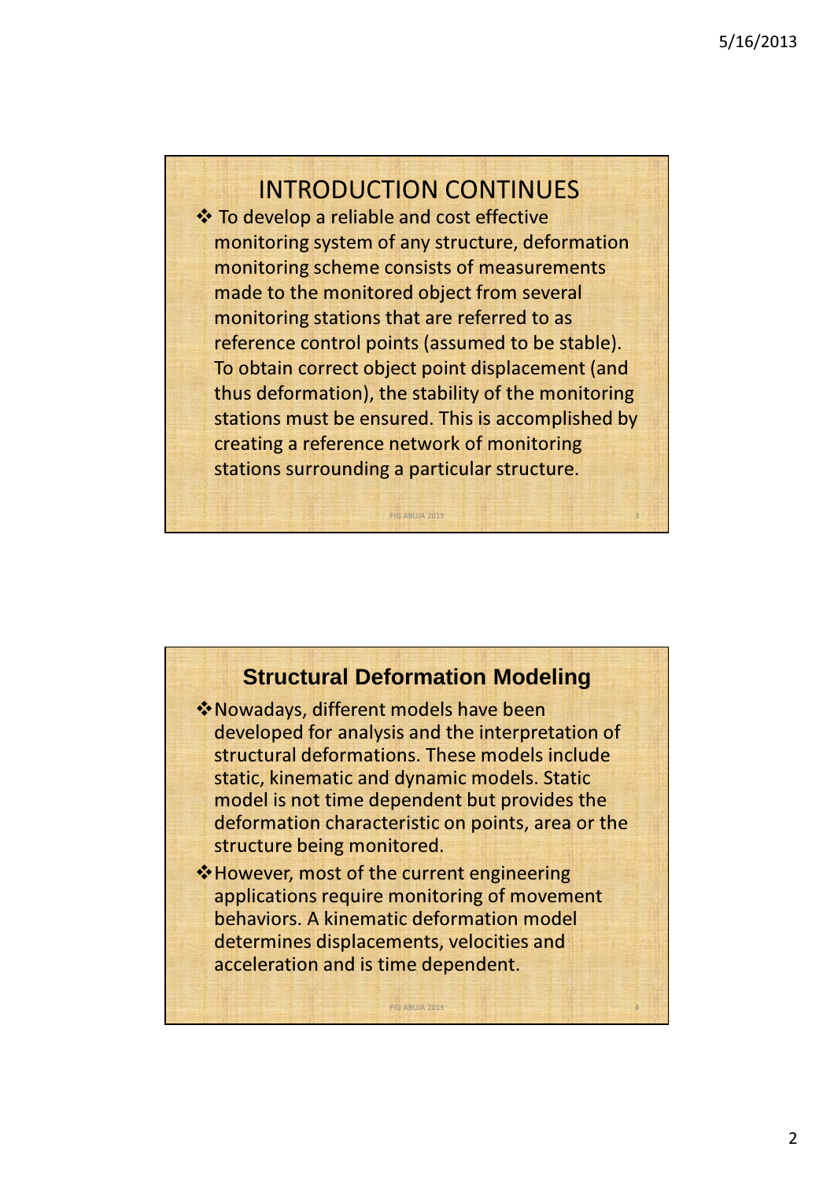## INTRODUCTION CONTINUES

- To develop a reliable and cost effective monitoring system of any structure, deformation monitoring scheme consists of measurements made to the monitored object from several monitoring stations that are referred to as reference control points (assumed to be stable). To obtain correct object point displacement (and thus deformation), the stability of the monitoring stations must be ensured. This is accomplished by creating a reference network of monitoring stations surrounding a particular structure.

## Structural Deformation Modeling

- Nowadays, different models have been developed for analysis and the interpretation of structural deformations. These models include static, kinematic and dynamic models. Static model is not time dependent but provides the deformation characteristic on points, area or the structure being monitored.
- However, most of the current engineering applications require monitoring of movement behaviors. A kinematic deformation model determines displacements, velocities and acceleration and is time dependent.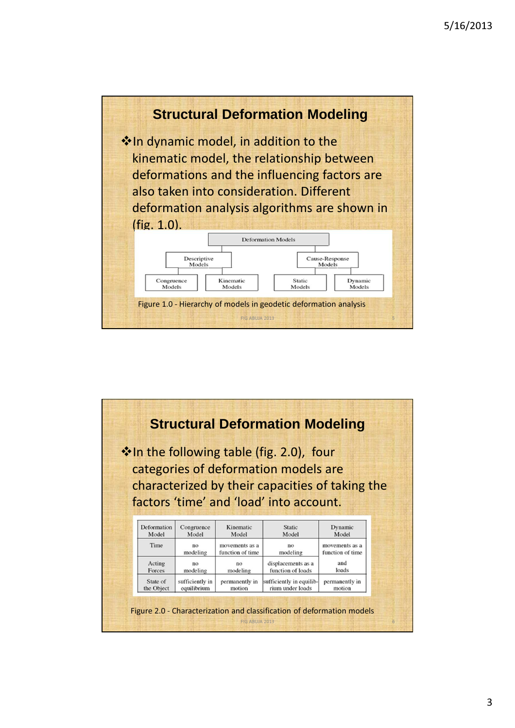## Structural Deformation Modeling

❖In dynamic model, in addition to the kinematic model, the relationship between deformations and the influencing factors are also taken into consideration. Different deformation analysis algorithms are shown in (fig. 1.0).

- Deformation Models
  - Descriptive Models
    - Congruence Models
    - Kinematic Models
  - Cause-Response Models
    - Static Models
    - Dynamic Models

Figure 1.0 - Hierarchy of models in geodetic deformation analysis

## Structural Deformation Modeling

❖In the following table (fig. 2.0), four categories of deformation models are characterized by their capacities of taking the factors 'time' and 'load' into account.

| Deformation Model | Congruence Model | Kinematic Model | Static Model | Dynamic Model |
|---|---|---|---|---|
| Time | no modeling | movements as a function of time | no modeling | movements as a function of time |
| Acting Forces | no modeling | no modeling | displacements as a function of loads | and loads |
| State of the Object | sufficiently in equilibrium | permanently in motion | sufficiently in equilibrium under loads | permanently in motion |

Figure 2.0 - Characterization and classification of deformation models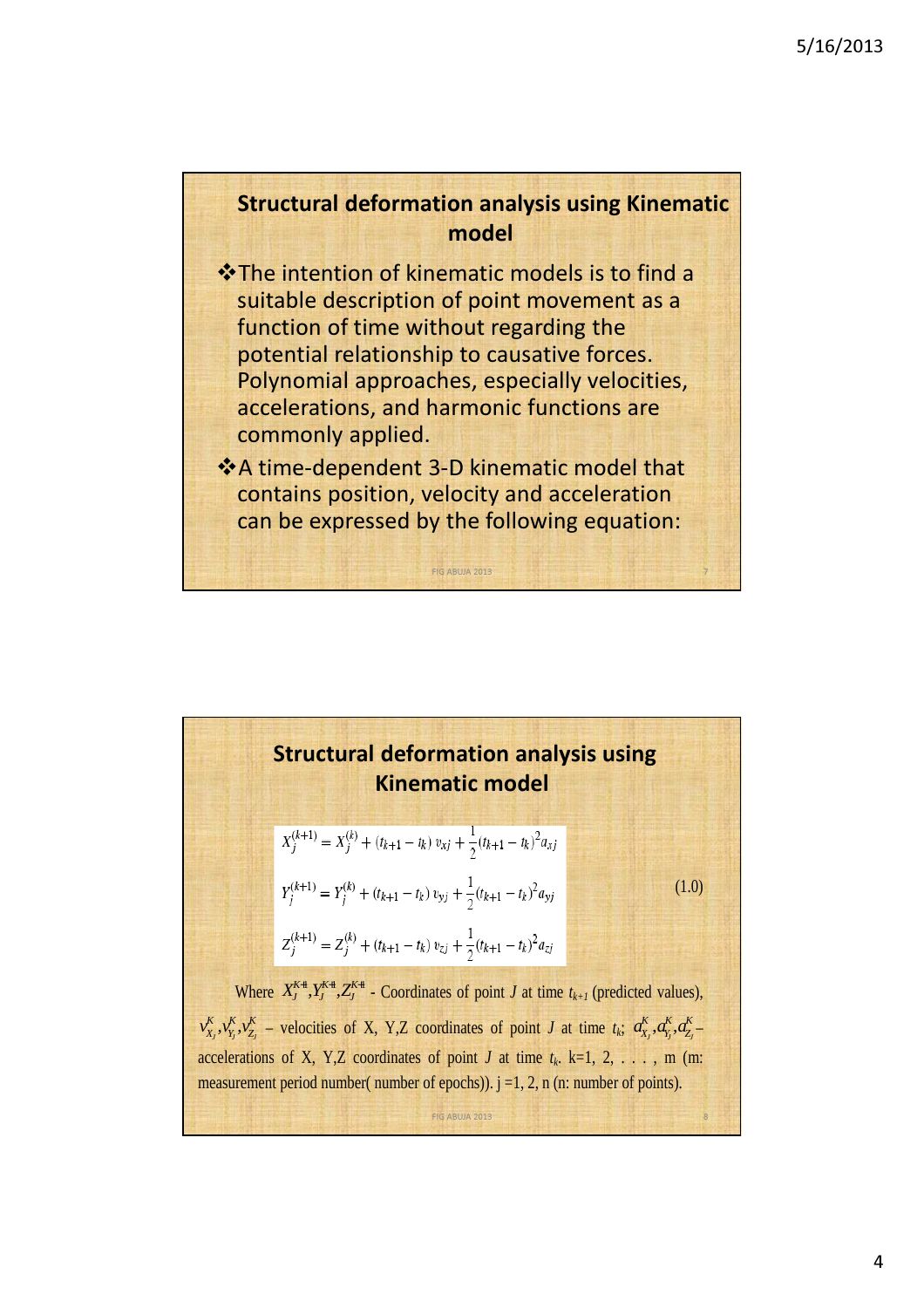## Structural deformation analysis using Kinematic model

- The intention of kinematic models is to find a suitable description of point movement as a function of time without regarding the potential relationship to causative forces. Polynomial approaches, especially velocities, accelerations, and harmonic functions are commonly applied.
- A time-dependent 3-D kinematic model that contains position, velocity and acceleration can be expressed by the following equation:

## Structural deformation analysis using Kinematic model

$$
\begin{aligned}
X_j^{(k+1)} &= X_j^{(k)} + (t_{k+1} - t_k)\, v_{xj} + \frac{1}{2}(t_{k+1} - t_k)^2 a_{xj} \\
Y_j^{(k+1)} &= Y_j^{(k)} + (t_{k+1} - t_k)\, v_{yj} + \frac{1}{2}(t_{k+1} - t_k)^2 a_{yj} \\
Z_j^{(k+1)} &= Z_j^{(k)} + (t_{k+1} - t_k)\, v_{zj} + \frac{1}{2}(t_{k+1} - t_k)^2 a_{zj}
\end{aligned}
\qquad (1.0)
$$

Where $X_J^{K+1}, Y_J^{K+1}, Z_J^{K+1}$ - Coordinates of point $J$ at time $t_{k+1}$ (predicted values), $v_{X_J}^K, v_{Y_J}^K, v_{Z_J}^K$ – velocities of X, Y,Z coordinates of point $J$ at time $t_k$; $a_{X_J}^K, a_{Y_J}^K, a_{Z_J}^K$ – accelerations of X, Y,Z coordinates of point $J$ at time $t_k$. k=1, 2, . . . , m (m: measurement period number( number of epochs)). j =1, 2, n (n: number of points).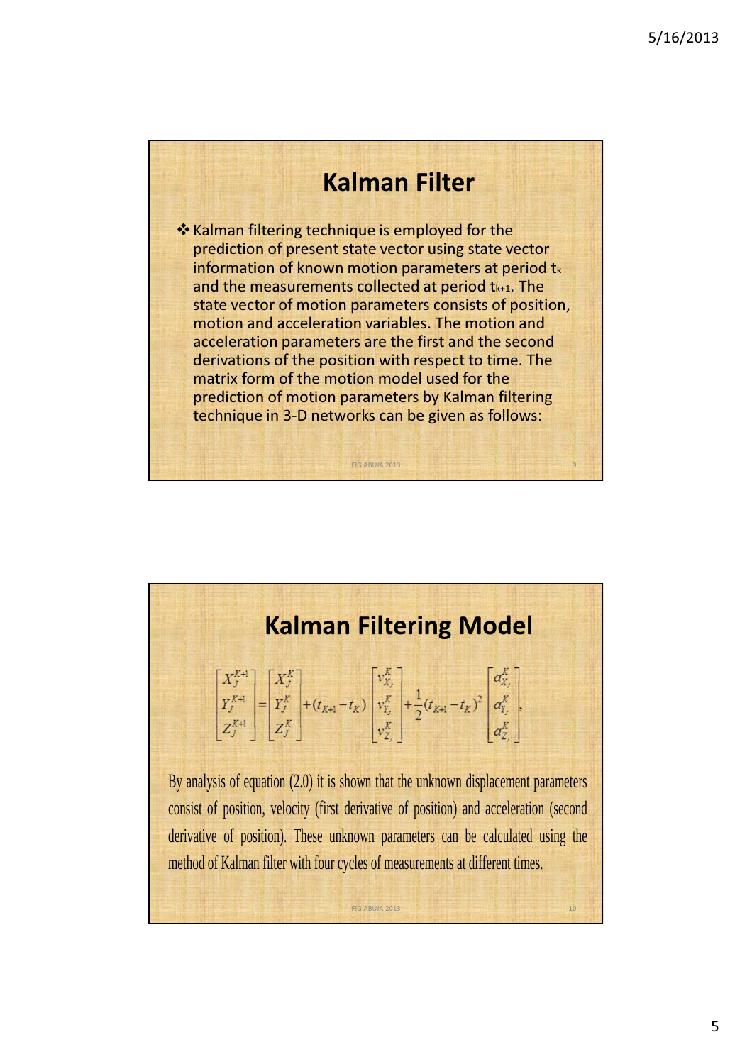## Kalman Filter

- Kalman filtering technique is employed for the prediction of present state vector using state vector information of known motion parameters at period $t_k$ and the measurements collected at period $t_{k+1}$. The state vector of motion parameters consists of position, motion and acceleration variables. The motion and acceleration parameters are the first and the second derivations of the position with respect to time. The matrix form of the motion model used for the prediction of motion parameters by Kalman filtering technique in 3-D networks can be given as follows:

## Kalman Filtering Model

$$\begin{bmatrix} X_j^{K+1} \\ Y_j^{K+1} \\ Z_j^{K+1} \end{bmatrix} = \begin{bmatrix} X_j^{K} \\ Y_j^{K} \\ Z_j^{K} \end{bmatrix} + (t_{K+1} - t_K) \begin{bmatrix} v_{X_j}^{K} \\ v_{Y_j}^{K} \\ v_{Z_j}^{K} \end{bmatrix} + \frac{1}{2}(t_{K+1} - t_K)^2 \begin{bmatrix} a_{X_j}^{K} \\ a_{Y_j}^{K} \\ a_{Z_j}^{K} \end{bmatrix},$$

By analysis of equation (2.0) it is shown that the unknown displacement parameters consist of position, velocity (first derivative of position) and acceleration (second derivative of position). These unknown parameters can be calculated using the method of Kalman filter with four cycles of measurements at different times.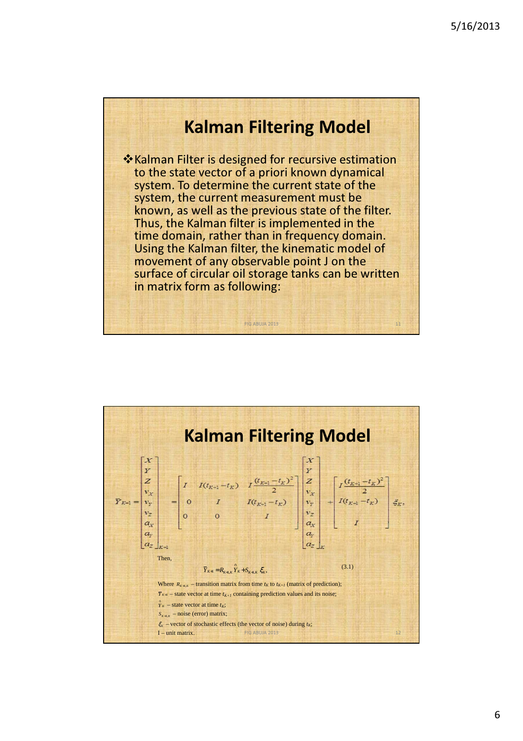# Kalman Filtering Model

- Kalman Filter is designed for recursive estimation to the state vector of a priori known dynamical system. To determine the current state of the system, the current measurement must be known, as well as the previous state of the filter. Thus, the Kalman filter is implemented in the time domain, rather than in frequency domain. Using the Kalman filter, the kinematic model of movement of any observable point J on the surface of circular oil storage tanks can be written in matrix form as following:

# Kalman Filtering Model

$$
\bar{Y}_{K+1} = \begin{bmatrix} X \\ Y \\ Z \\ v_X \\ v_Y \\ v_Z \\ a_X \\ a_Y \\ a_Z \end{bmatrix}_{K+1} = \begin{bmatrix} I & I(t_{K+1}-t_K) & I\dfrac{(t_{K+1}-t_K)^2}{2} \\ 0 & I & I(t_{K+1}-t_K) \\ 0 & 0 & I \end{bmatrix} \begin{bmatrix} X \\ Y \\ Z \\ v_X \\ v_Y \\ v_Z \\ a_X \\ a_Y \\ a_Z \end{bmatrix}_K + \begin{bmatrix} I\dfrac{(t_{K+1}-t_K)^2}{2} \\ I(t_{K+1}-t_K) \\ I \end{bmatrix} \xi_K,
$$

Then,

$$
\bar{Y}_{K+1} = R_{K+1,K}\hat{Y}_K + S_{K+1,K}\,\xi_K, \tag{3.1}
$$

Where $R_{K+1,K}$ – transition matrix from time $t_K$ to $t_{K+1}$ (matrix of prediction);
$\bar{Y}_{K+1}$ – state vector at time $t_{K+1}$ containing prediction values and its noise;
$\hat{Y}_K$ – state vector at time $t_K$;
$S_{K+1,K}$ – noise (error) matrix;
$\xi_K$ – vector of stochastic effects (the vector of noise) during $t_K$;
I – unit matrix.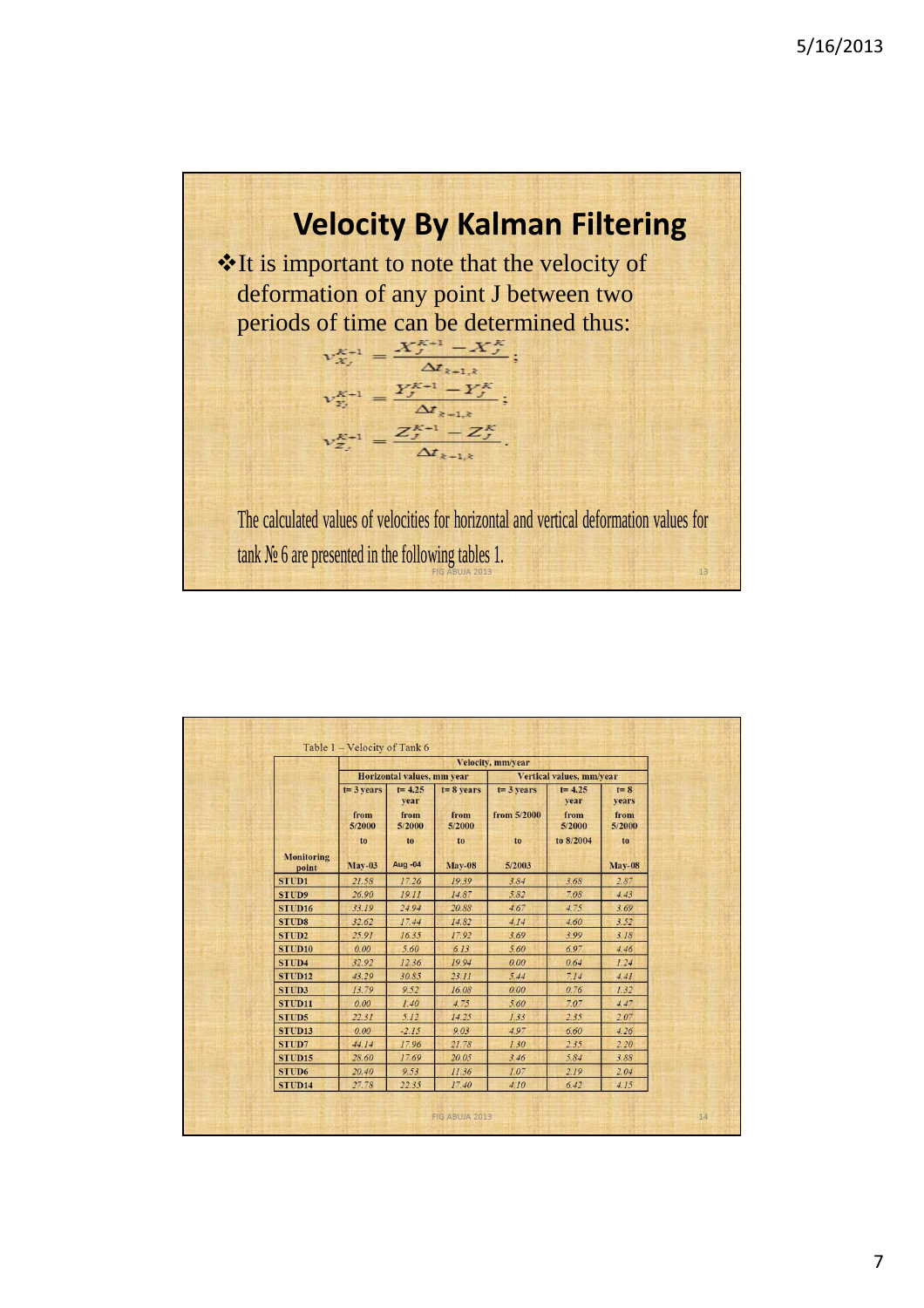# Velocity By Kalman Filtering

- It is important to note that the velocity of deformation of any point J between two periods of time can be determined thus:

$$v_{X_J}^{K+1} = \frac{X_J^{K+1} - X_J^K}{\Delta t_{k+1,k}};$$

$$v_{Y_J}^{K+1} = \frac{Y_J^{K+1} - Y_J^K}{\Delta t_{k+1,k}};$$

$$v_{Z_J}^{K+1} = \frac{Z_J^{K+1} - Z_J^K}{\Delta t_{k+1,k}}.$$

The calculated values of velocities for horizontal and vertical deformation values for tank № 6 are presented in the following tables 1.

Table 1 – Velocity of Tank 6

| Monitoring point | Velocity, mm/year | | | | | |
|---|---|---|---|---|---|---|
| | Horizontal values, mm year | | | Vertical values, mm/year | | |
| | t= 3 years from 5/2000 to May-03 | t= 4.25 year from 5/2000 to Aug -04 | t= 8 years from 5/2000 to May-08 | t= 3 years from 5/2000 to 5/2003 | t= 4.25 year from 5/2000 to 8/2004 | t= 8 years from 5/2000 to May-08 |
| STUD1 | 21.58 | 17.26 | 19.39 | 3.84 | 3.68 | 2.87 |
| STUD9 | 26.90 | 19.11 | 14.87 | 5.82 | 7.08 | 4.43 |
| STUD16 | 33.19 | 24.94 | 20.88 | 4.67 | 4.75 | 3.69 |
| STUD8 | 32.62 | 17.44 | 14.82 | 4.14 | 4.60 | 3.52 |
| STUD2 | 25.91 | 16.35 | 17.92 | 3.69 | 3.99 | 3.18 |
| STUD10 | 0.00 | 5.60 | 6.13 | 5.60 | 6.97 | 4.46 |
| STUD4 | 32.92 | 12.36 | 19.94 | 0.00 | 0.64 | 1.24 |
| STUD12 | 43.29 | 30.85 | 23.11 | 5.44 | 7.14 | 4.41 |
| STUD3 | 13.79 | 9.52 | 16.08 | 0.00 | 0.76 | 1.32 |
| STUD11 | 0.00 | 1.40 | 4.75 | 5.60 | 7.07 | 4.47 |
| STUD5 | 22.31 | 5.12 | 14.25 | 1.33 | 2.35 | 2.07 |
| STUD13 | 0.00 | -2.15 | 9.03 | 4.97 | 6.60 | 4.26 |
| STUD7 | 44.14 | 17.96 | 21.78 | 1.30 | 2.35 | 2.20 |
| STUD15 | 28.60 | 17.69 | 20.05 | 3.46 | 5.84 | 3.88 |
| STUD6 | 20.40 | 9.53 | 11.36 | 1.07 | 2.19 | 2.04 |
| STUD14 | 27.78 | 22.35 | 17.40 | 4.10 | 6.42 | 4.15 |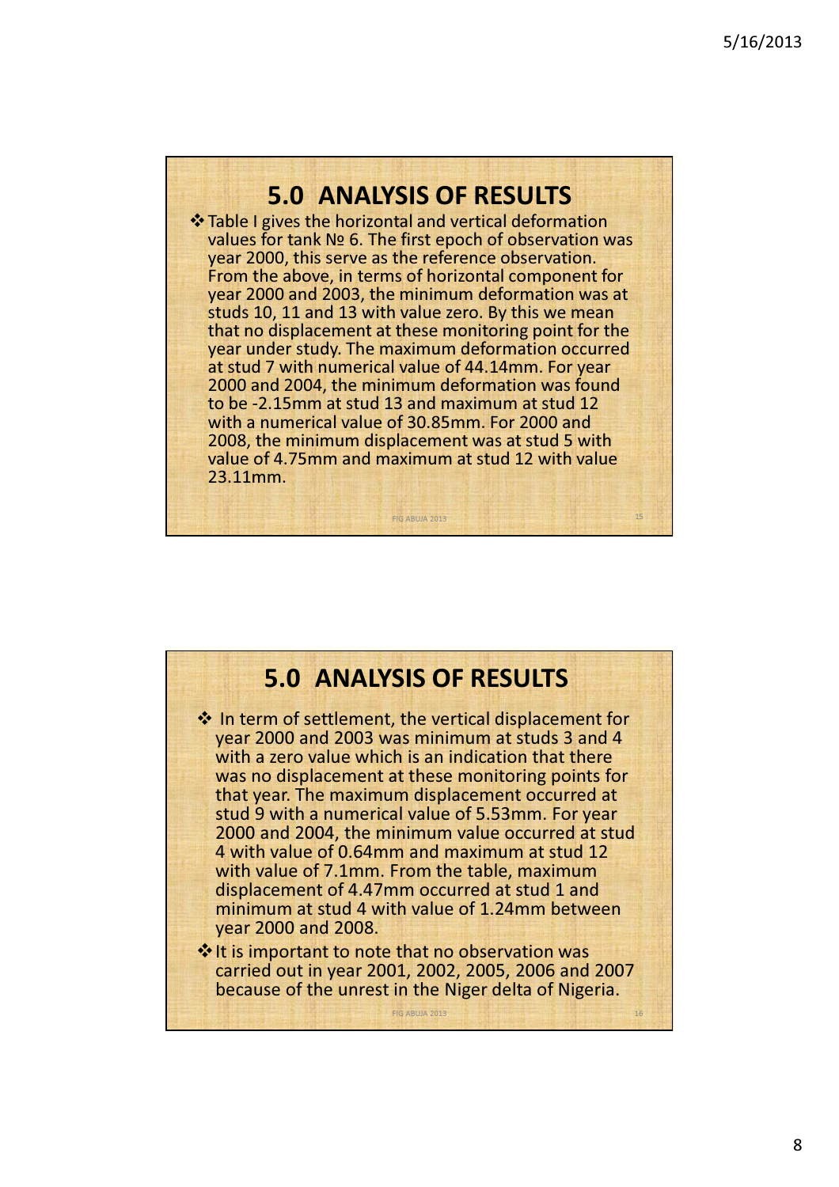## 5.0 ANALYSIS OF RESULTS

- Table I gives the horizontal and vertical deformation values for tank № 6. The first epoch of observation was year 2000, this serve as the reference observation. From the above, in terms of horizontal component for year 2000 and 2003, the minimum deformation was at studs 10, 11 and 13 with value zero. By this we mean that no displacement at these monitoring point for the year under study. The maximum deformation occurred at stud 7 with numerical value of 44.14mm. For year 2000 and 2004, the minimum deformation was found to be -2.15mm at stud 13 and maximum at stud 12 with a numerical value of 30.85mm. For 2000 and 2008, the minimum displacement was at stud 5 with value of 4.75mm and maximum at stud 12 with value 23.11mm.

## 5.0 ANALYSIS OF RESULTS

- In term of settlement, the vertical displacement for year 2000 and 2003 was minimum at studs 3 and 4 with a zero value which is an indication that there was no displacement at these monitoring points for that year. The maximum displacement occurred at stud 9 with a numerical value of 5.53mm. For year 2000 and 2004, the minimum value occurred at stud 4 with value of 0.64mm and maximum at stud 12 with value of 7.1mm. From the table, maximum displacement of 4.47mm occurred at stud 1 and minimum at stud 4 with value of 1.24mm between year 2000 and 2008.
- It is important to note that no observation was carried out in year 2001, 2002, 2005, 2006 and 2007 because of the unrest in the Niger delta of Nigeria.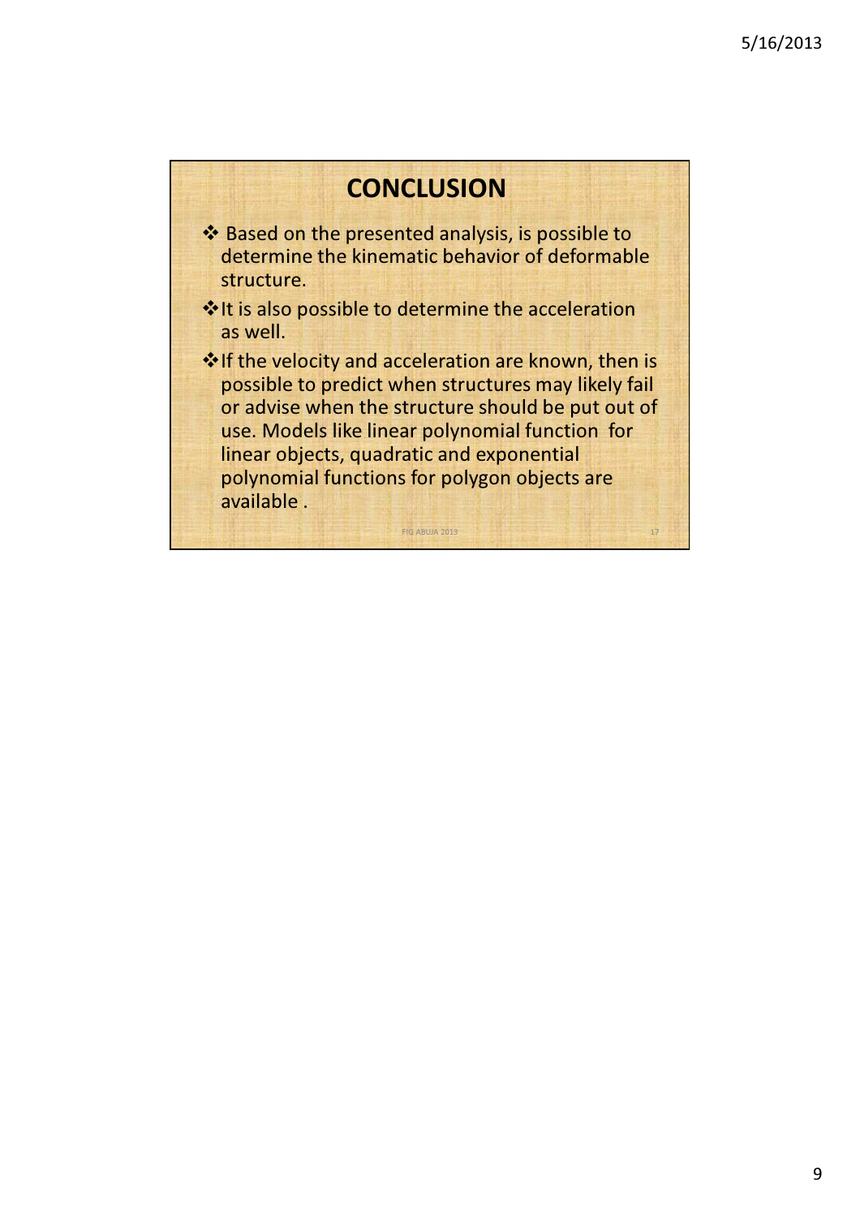# CONCLUSION

- Based on the presented analysis, is possible to determine the kinematic behavior of deformable structure.
- It is also possible to determine the acceleration as well.
- If the velocity and acceleration are known, then is possible to predict when structures may likely fail or advise when the structure should be put out of use. Models like linear polynomial function for linear objects, quadratic and exponential polynomial functions for polygon objects are available .